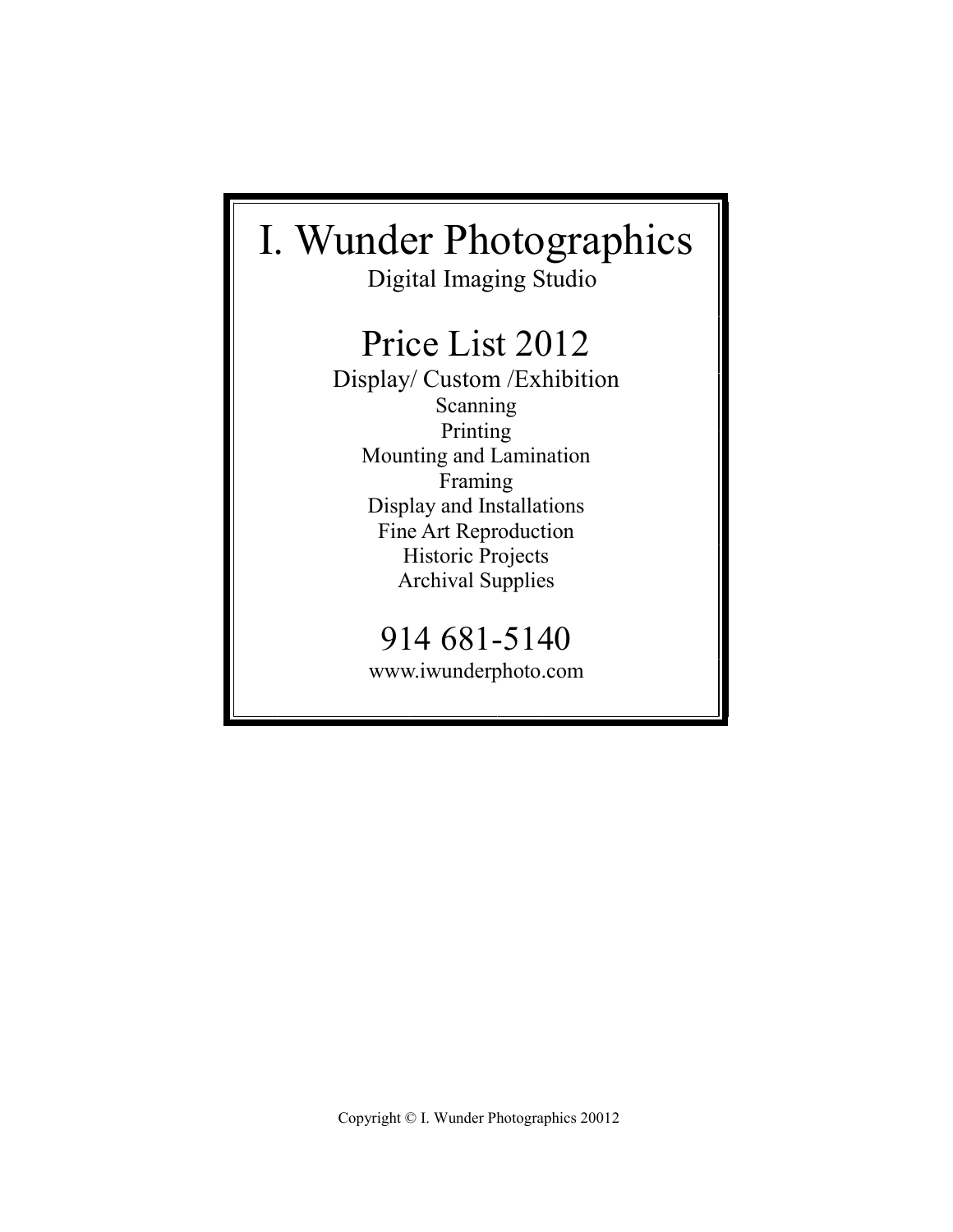# I. Wunder Photographics

Digital Imaging Studio

## Price List 2012

Display/ Custom /Exhibition

Scanning

Printing

Mounting and Lamination

Framing

Display and Installations

Fine Art Reproduction

Historic Projects

Archival Supplies

## 914 681-5140

www.iwunderphoto.com

Copyright © I. Wunder Photographics 20012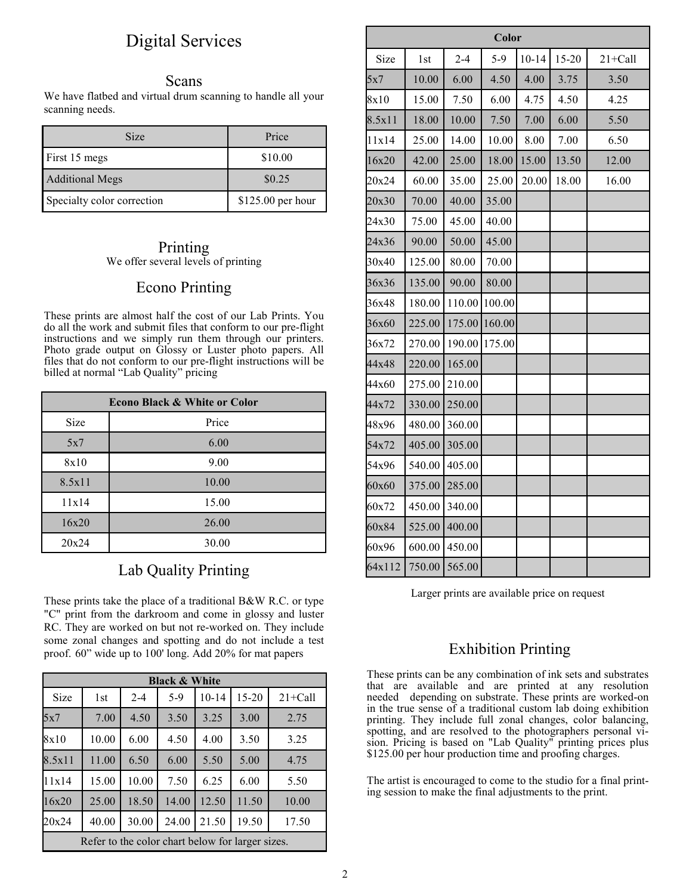# Digital Services

## Scans

We have flatbed and virtual drum scanning to handle all your scanning needs.

| Size | Price |
| --- | --- |
| First 15 megs | $10.00 |
| Additional Megs | $0.25 |
| Specialty color correction | $125.00 per hour |

## Printing

We offer several levels of printing

## Econo Printing

These prints are almost half the cost of our Lab Prints. You do all the work and submit files that conform to our pre-flight instructions and we simply run them through our printers. Photo grade output on Glossy or Luster photo papers. All files that do not conform to our pre-flight instructions will be billed at normal "Lab Quality" pricing

| Econo Black & White or Color | |
| --- | --- |
| Size | Price |
| 5x7 | 6.00 |
| 8x10 | 9.00 |
| 8.5x11 | 10.00 |
| 11x14 | 15.00 |
| 16x20 | 26.00 |
| 20x24 | 30.00 |

## Lab Quality Printing

These prints take the place of a traditional B&W R.C. or type "C" print from the darkroom and come in glossy and luster RC. They are worked on but not re-worked on. They include some zonal changes and spotting and do not include a test proof. 60" wide up to 100' long. Add 20% for mat papers

| Black & White | | | | | | |
| --- | --- | --- | --- | --- | --- | --- |
| Size | 1st | 2-4 | 5-9 | 10-14 | 15-20 | 21+Call |
| 5x7 | 7.00 | 4.50 | 3.50 | 3.25 | 3.00 | 2.75 |
| 8x10 | 10.00 | 6.00 | 4.50 | 4.00 | 3.50 | 3.25 |
| 8.5x11 | 11.00 | 6.50 | 6.00 | 5.50 | 5.00 | 4.75 |
| 11x14 | 15.00 | 10.00 | 7.50 | 6.25 | 6.00 | 5.50 |
| 16x20 | 25.00 | 18.50 | 14.00 | 12.50 | 11.50 | 10.00 |
| 20x24 | 40.00 | 30.00 | 24.00 | 21.50 | 19.50 | 17.50 |
| Refer to the color chart below for larger sizes. | | | | | | |

| Color | | | | | | |
| --- | --- | --- | --- | --- | --- | --- |
| Size | 1st | 2-4 | 5-9 | 10-14 | 15-20 | 21+Call |
| 5x7 | 10.00 | 6.00 | 4.50 | 4.00 | 3.75 | 3.50 |
| 8x10 | 15.00 | 7.50 | 6.00 | 4.75 | 4.50 | 4.25 |
| 8.5x11 | 18.00 | 10.00 | 7.50 | 7.00 | 6.00 | 5.50 |
| 11x14 | 25.00 | 14.00 | 10.00 | 8.00 | 7.00 | 6.50 |
| 16x20 | 42.00 | 25.00 | 18.00 | 15.00 | 13.50 | 12.00 |
| 20x24 | 60.00 | 35.00 | 25.00 | 20.00 | 18.00 | 16.00 |
| 20x30 | 70.00 | 40.00 | 35.00 | | | |
| 24x30 | 75.00 | 45.00 | 40.00 | | | |
| 24x36 | 90.00 | 50.00 | 45.00 | | | |
| 30x40 | 125.00 | 80.00 | 70.00 | | | |
| 36x36 | 135.00 | 90.00 | 80.00 | | | |
| 36x48 | 180.00 | 110.00 | 100.00 | | | |
| 36x60 | 225.00 | 175.00 | 160.00 | | | |
| 36x72 | 270.00 | 190.00 | 175.00 | | | |
| 44x48 | 220.00 | 165.00 | | | | |
| 44x60 | 275.00 | 210.00 | | | | |
| 44x72 | 330.00 | 250.00 | | | | |
| 48x96 | 480.00 | 360.00 | | | | |
| 54x72 | 405.00 | 305.00 | | | | |
| 54x96 | 540.00 | 405.00 | | | | |
| 60x60 | 375.00 | 285.00 | | | | |
| 60x72 | 450.00 | 340.00 | | | | |
| 60x84 | 525.00 | 400.00 | | | | |
| 60x96 | 600.00 | 450.00 | | | | |
| 64x112 | 750.00 | 565.00 | | | | |

Larger prints are available price on request

## Exhibition Printing

These prints can be any combination of ink sets and substrates that are available and are printed at any resolution needed depending on substrate. These prints are worked-on in the true sense of a traditional custom lab doing exhibition printing. They include full zonal changes, color balancing, spotting, and are resolved to the photographers personal vision. Pricing is based on "Lab Quality" printing prices plus $125.00 per hour production time and proofing charges.

The artist is encouraged to come to the studio for a final printing session to make the final adjustments to the print.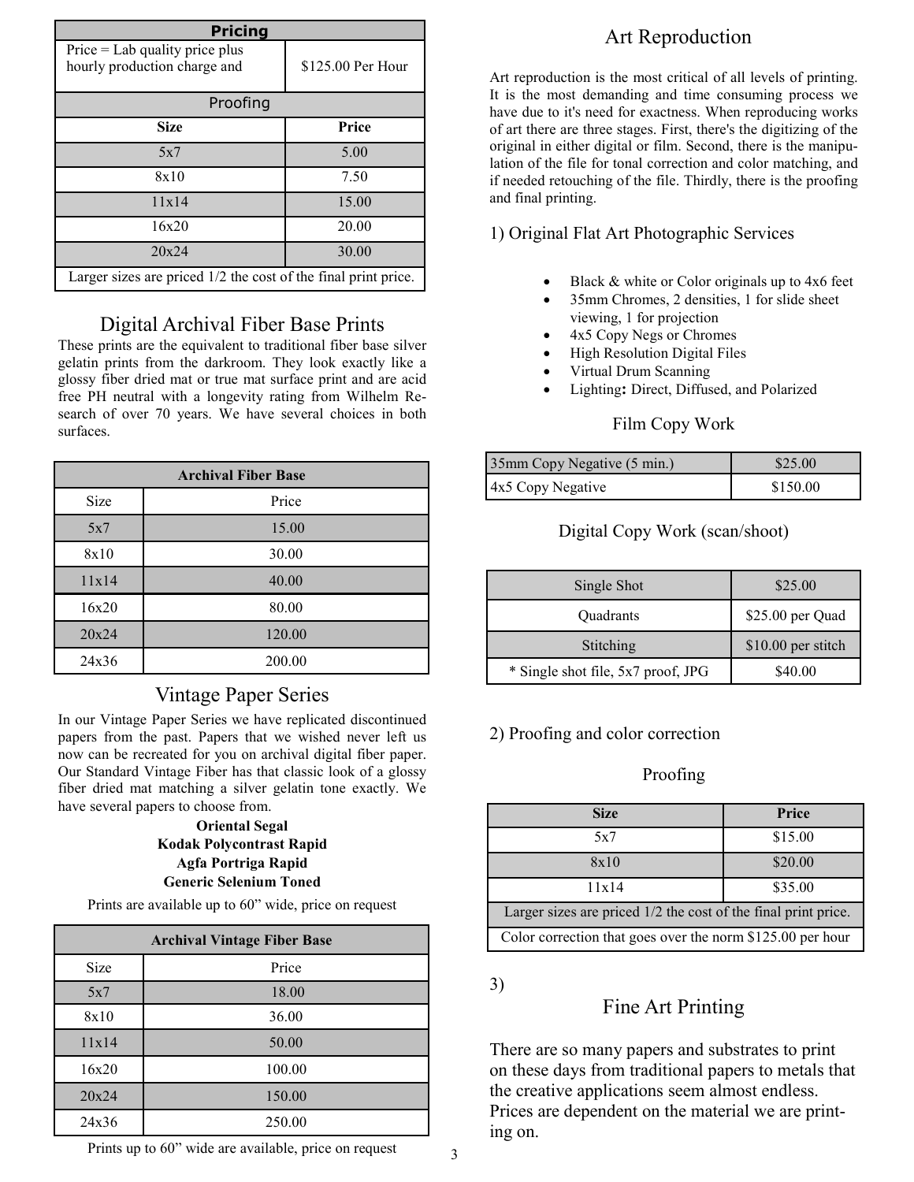| Pricing | |
| --- | --- |
| Price = Lab quality price plus hourly production charge and | $125.00 Per Hour |
| **Proofing** | |
| **Size** | **Price** |
| 5x7 | 5.00 |
| 8x10 | 7.50 |
| 11x14 | 15.00 |
| 16x20 | 20.00 |
| 20x24 | 30.00 |
| Larger sizes are priced 1/2 the cost of the final print price. | |

## Digital Archival Fiber Base Prints

These prints are the equivalent to traditional fiber base silver gelatin prints from the darkroom. They look exactly like a glossy fiber dried mat or true mat surface print and are acid free PH neutral with a longevity rating from Wilhelm Research of over 70 years. We have several choices in both surfaces.

| Archival Fiber Base | |
| --- | --- |
| Size | Price |
| 5x7 | 15.00 |
| 8x10 | 30.00 |
| 11x14 | 40.00 |
| 16x20 | 80.00 |
| 20x24 | 120.00 |
| 24x36 | 200.00 |

## Vintage Paper Series

In our Vintage Paper Series we have replicated discontinued papers from the past. Papers that we wished never left us now can be recreated for you on archival digital fiber paper. Our Standard Vintage Fiber has that classic look of a glossy fiber dried mat matching a silver gelatin tone exactly. We have several papers to choose from.

**Oriental Segal**
**Kodak Polycontrast Rapid**
**Agfa Portriga Rapid**
**Generic Selenium Toned**

Prints are available up to 60" wide, price on request

| Archival Vintage Fiber Base | |
| --- | --- |
| Size | Price |
| 5x7 | 18.00 |
| 8x10 | 36.00 |
| 11x14 | 50.00 |
| 16x20 | 100.00 |
| 20x24 | 150.00 |
| 24x36 | 250.00 |

Prints up to 60" wide are available, price on request

## Art Reproduction

Art reproduction is the most critical of all levels of printing. It is the most demanding and time consuming process we have due to it's need for exactness. When reproducing works of art there are three stages. First, there's the digitizing of the original in either digital or film. Second, there is the manipulation of the file for tonal correction and color matching, and if needed retouching of the file. Thirdly, there is the proofing and final printing.

### 1) Original Flat Art Photographic Services

- Black & white or Color originals up to 4x6 feet
- 35mm Chromes, 2 densities, 1 for slide sheet viewing, 1 for projection
- 4x5 Copy Negs or Chromes
- High Resolution Digital Files
- Virtual Drum Scanning
- Lighting**:** Direct, Diffused, and Polarized

#### Film Copy Work

| 35mm Copy Negative (5 min.) | $25.00 |
| --- | --- |
| 4x5 Copy Negative | $150.00 |

#### Digital Copy Work (scan/shoot)

| Single Shot | $25.00 |
| --- | --- |
| Quadrants | $25.00 per Quad |
| Stitching | $10.00 per stitch |
| * Single shot file, 5x7 proof, JPG | $40.00 |

### 2) Proofing and color correction

#### Proofing

| Size | Price |
| --- | --- |
| 5x7 | $15.00 |
| 8x10 | $20.00 |
| 11x14 | $35.00 |
| Larger sizes are priced 1/2 the cost of the final print price. | |
| Color correction that goes over the norm $125.00 per hour | |

### 3) Fine Art Printing

There are so many papers and substrates to print on these days from traditional papers to metals that the creative applications seem almost endless. Prices are dependent on the material we are printing on.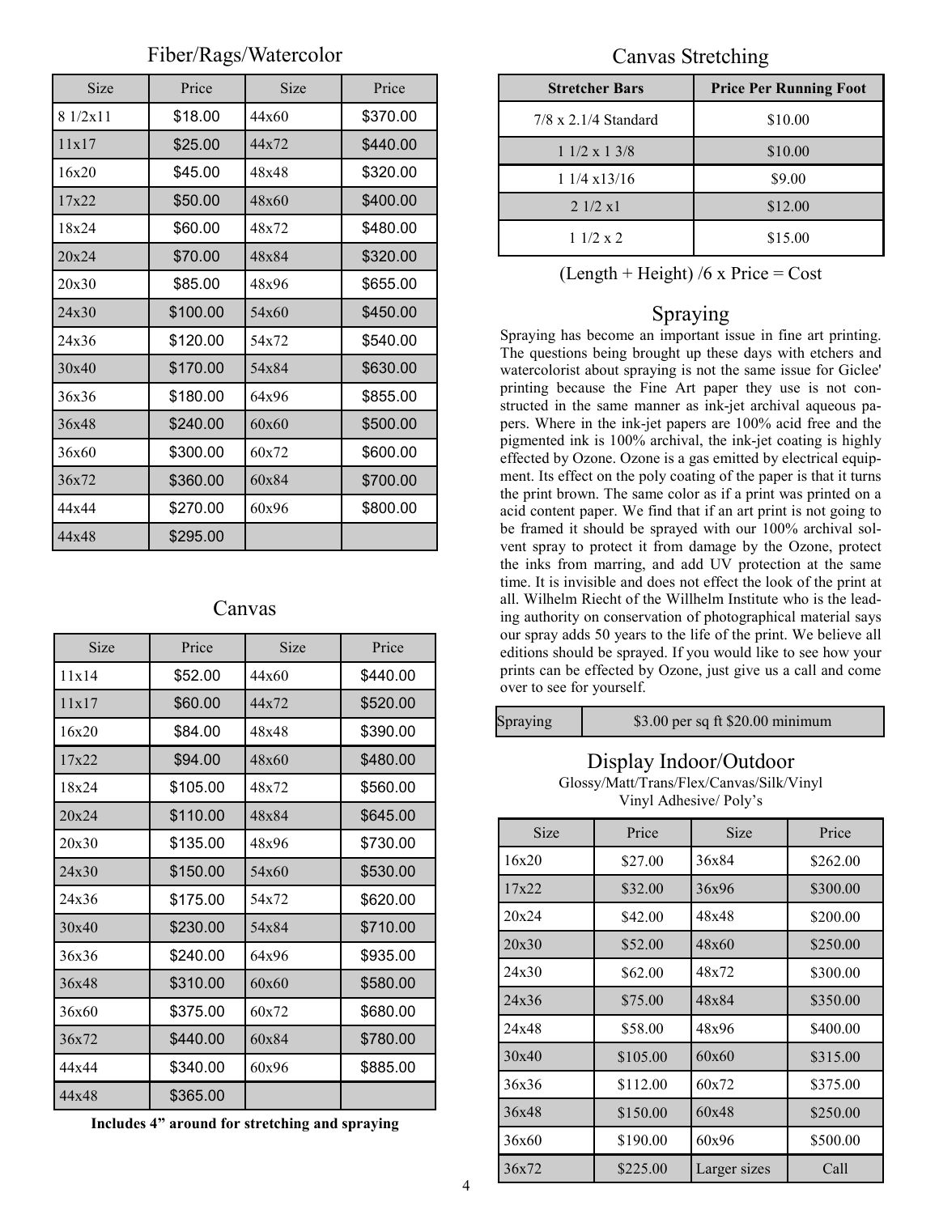## Fiber/Rags/Watercolor

| Size | Price | Size | Price |
|---|---|---|---|
| 8 1/2x11 | $18.00 | 44x60 | $370.00 |
| 11x17 | $25.00 | 44x72 | $440.00 |
| 16x20 | $45.00 | 48x48 | $320.00 |
| 17x22 | $50.00 | 48x60 | $400.00 |
| 18x24 | $60.00 | 48x72 | $480.00 |
| 20x24 | $70.00 | 48x84 | $320.00 |
| 20x30 | $85.00 | 48x96 | $655.00 |
| 24x30 | $100.00 | 54x60 | $450.00 |
| 24x36 | $120.00 | 54x72 | $540.00 |
| 30x40 | $170.00 | 54x84 | $630.00 |
| 36x36 | $180.00 | 64x96 | $855.00 |
| 36x48 | $240.00 | 60x60 | $500.00 |
| 36x60 | $300.00 | 60x72 | $600.00 |
| 36x72 | $360.00 | 60x84 | $700.00 |
| 44x44 | $270.00 | 60x96 | $800.00 |
| 44x48 | $295.00 | | |

## Canvas

| Size | Price | Size | Price |
|---|---|---|---|
| 11x14 | $52.00 | 44x60 | $440.00 |
| 11x17 | $60.00 | 44x72 | $520.00 |
| 16x20 | $84.00 | 48x48 | $390.00 |
| 17x22 | $94.00 | 48x60 | $480.00 |
| 18x24 | $105.00 | 48x72 | $560.00 |
| 20x24 | $110.00 | 48x84 | $645.00 |
| 20x30 | $135.00 | 48x96 | $730.00 |
| 24x30 | $150.00 | 54x60 | $530.00 |
| 24x36 | $175.00 | 54x72 | $620.00 |
| 30x40 | $230.00 | 54x84 | $710.00 |
| 36x36 | $240.00 | 64x96 | $935.00 |
| 36x48 | $310.00 | 60x60 | $580.00 |
| 36x60 | $375.00 | 60x72 | $680.00 |
| 36x72 | $440.00 | 60x84 | $780.00 |
| 44x44 | $340.00 | 60x96 | $885.00 |
| 44x48 | $365.00 | | |

**Includes 4" around for stretching and spraying**

## Canvas Stretching

| Stretcher Bars | Price Per Running Foot |
|---|---|
| 7/8 x 2.1/4 Standard | $10.00 |
| 1 1/2 x 1 3/8 | $10.00 |
| 1 1/4 x13/16 | $9.00 |
| 2 1/2 x1 | $12.00 |
| 1 1/2 x 2 | $15.00 |

(Length + Height) /6 x Price = Cost

## Spraying

Spraying has become an important issue in fine art printing. The questions being brought up these days with etchers and watercolorist about spraying is not the same issue for Giclee' printing because the Fine Art paper they use is not constructed in the same manner as ink-jet archival aqueous papers. Where in the ink-jet papers are 100% acid free and the pigmented ink is 100% archival, the ink-jet coating is highly effected by Ozone. Ozone is a gas emitted by electrical equipment. Its effect on the poly coating of the paper is that it turns the print brown. The same color as if a print was printed on a acid content paper. We find that if an art print is not going to be framed it should be sprayed with our 100% archival solvent spray to protect it from damage by the Ozone, protect the inks from marring, and add UV protection at the same time. It is invisible and does not effect the look of the print at all. Wilhelm Riecht of the Willhelm Institute who is the leading authority on conservation of photographical material says our spray adds 50 years to the life of the print. We believe all editions should be sprayed. If you would like to see how your prints can be effected by Ozone, just give us a call and come over to see for yourself.

| Spraying | $3.00 per sq ft $20.00 minimum |
|---|---|

## Display Indoor/Outdoor

Glossy/Matt/Trans/Flex/Canvas/Silk/Vinyl
Vinyl Adhesive/ Poly's

| Size | Price | Size | Price |
|---|---|---|---|
| 16x20 | $27.00 | 36x84 | $262.00 |
| 17x22 | $32.00 | 36x96 | $300.00 |
| 20x24 | $42.00 | 48x48 | $200.00 |
| 20x30 | $52.00 | 48x60 | $250.00 |
| 24x30 | $62.00 | 48x72 | $300.00 |
| 24x36 | $75.00 | 48x84 | $350.00 |
| 24x48 | $58.00 | 48x96 | $400.00 |
| 30x40 | $105.00 | 60x60 | $315.00 |
| 36x36 | $112.00 | 60x72 | $375.00 |
| 36x48 | $150.00 | 60x48 | $250.00 |
| 36x60 | $190.00 | 60x96 | $500.00 |
| 36x72 | $225.00 | Larger sizes | Call |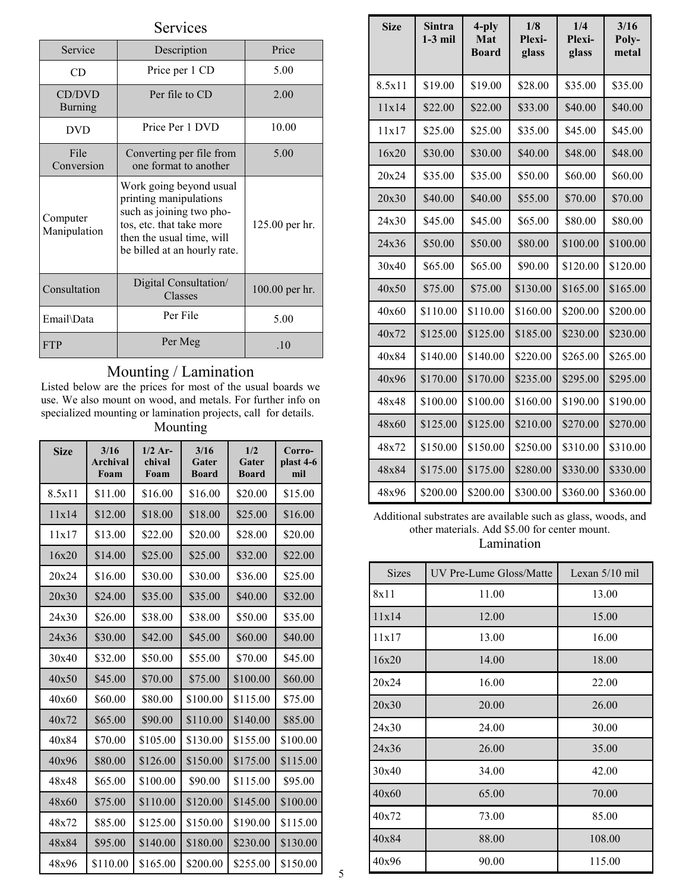## Services

| Service | Description | Price |
|---|---|---|
| CD | Price per 1 CD | 5.00 |
| CD/DVD Burning | Per file to CD | 2.00 |
| DVD | Price Per 1 DVD | 10.00 |
| File Conversion | Converting per file from one format to another | 5.00 |
| Computer Manipulation | Work going beyond usual printing manipulations such as joining two photos, etc. that take more then the usual time, will be billed at an hourly rate. | 125.00 per hr. |
| Consultation | Digital Consultation/ Classes | 100.00 per hr. |
| Email\Data | Per File | 5.00 |
| FTP | Per Meg | .10 |

## Mounting / Lamination

Listed below are the prices for most of the usual boards we use. We also mount on wood, and metals. For further info on specialized mounting or lamination projects, call for details.

### Mounting

| Size | 3/16 Archival Foam | 1/2 Archival Foam | 3/16 Gater Board | 1/2 Gater Board | Corroplast 4-6 mil |
|---|---|---|---|---|---|
| 8.5x11 | $11.00 | $16.00 | $16.00 | $20.00 | $15.00 |
| 11x14 | $12.00 | $18.00 | $18.00 | $25.00 | $16.00 |
| 11x17 | $13.00 | $22.00 | $20.00 | $28.00 | $20.00 |
| 16x20 | $14.00 | $25.00 | $25.00 | $32.00 | $22.00 |
| 20x24 | $16.00 | $30.00 | $30.00 | $36.00 | $25.00 |
| 20x30 | $24.00 | $35.00 | $35.00 | $40.00 | $32.00 |
| 24x30 | $26.00 | $38.00 | $38.00 | $50.00 | $35.00 |
| 24x36 | $30.00 | $42.00 | $45.00 | $60.00 | $40.00 |
| 30x40 | $32.00 | $50.00 | $55.00 | $70.00 | $45.00 |
| 40x50 | $45.00 | $70.00 | $75.00 | $100.00 | $60.00 |
| 40x60 | $60.00 | $80.00 | $100.00 | $115.00 | $75.00 |
| 40x72 | $65.00 | $90.00 | $110.00 | $140.00 | $85.00 |
| 40x84 | $70.00 | $105.00 | $130.00 | $155.00 | $100.00 |
| 40x96 | $80.00 | $126.00 | $150.00 | $175.00 | $115.00 |
| 48x48 | $65.00 | $100.00 | $90.00 | $115.00 | $95.00 |
| 48x60 | $75.00 | $110.00 | $120.00 | $145.00 | $100.00 |
| 48x72 | $85.00 | $125.00 | $150.00 | $190.00 | $115.00 |
| 48x84 | $95.00 | $140.00 | $180.00 | $230.00 | $130.00 |
| 48x96 | $110.00 | $165.00 | $200.00 | $255.00 | $150.00 |

| Size | Sintra 1-3 mil | 4-ply Mat Board | 1/8 Plexiglass | 1/4 Plexiglass | 3/16 Polymetal |
|---|---|---|---|---|---|
| 8.5x11 | $19.00 | $19.00 | $28.00 | $35.00 | $35.00 |
| 11x14 | $22.00 | $22.00 | $33.00 | $40.00 | $40.00 |
| 11x17 | $25.00 | $25.00 | $35.00 | $45.00 | $45.00 |
| 16x20 | $30.00 | $30.00 | $40.00 | $48.00 | $48.00 |
| 20x24 | $35.00 | $35.00 | $50.00 | $60.00 | $60.00 |
| 20x30 | $40.00 | $40.00 | $55.00 | $70.00 | $70.00 |
| 24x30 | $45.00 | $45.00 | $65.00 | $80.00 | $80.00 |
| 24x36 | $50.00 | $50.00 | $80.00 | $100.00 | $100.00 |
| 30x40 | $65.00 | $65.00 | $90.00 | $120.00 | $120.00 |
| 40x50 | $75.00 | $75.00 | $130.00 | $165.00 | $165.00 |
| 40x60 | $110.00 | $110.00 | $160.00 | $200.00 | $200.00 |
| 40x72 | $125.00 | $125.00 | $185.00 | $230.00 | $230.00 |
| 40x84 | $140.00 | $140.00 | $220.00 | $265.00 | $265.00 |
| 40x96 | $170.00 | $170.00 | $235.00 | $295.00 | $295.00 |
| 48x48 | $100.00 | $100.00 | $160.00 | $190.00 | $190.00 |
| 48x60 | $125.00 | $125.00 | $210.00 | $270.00 | $270.00 |
| 48x72 | $150.00 | $150.00 | $250.00 | $310.00 | $310.00 |
| 48x84 | $175.00 | $175.00 | $280.00 | $330.00 | $330.00 |
| 48x96 | $200.00 | $200.00 | $300.00 | $360.00 | $360.00 |

Additional substrates are available such as glass, woods, and other materials. Add $5.00 for center mount.

### Lamination

| Sizes | UV Pre-Lume Gloss/Matte | Lexan 5/10 mil |
|---|---|---|
| 8x11 | 11.00 | 13.00 |
| 11x14 | 12.00 | 15.00 |
| 11x17 | 13.00 | 16.00 |
| 16x20 | 14.00 | 18.00 |
| 20x24 | 16.00 | 22.00 |
| 20x30 | 20.00 | 26.00 |
| 24x30 | 24.00 | 30.00 |
| 24x36 | 26.00 | 35.00 |
| 30x40 | 34.00 | 42.00 |
| 40x60 | 65.00 | 70.00 |
| 40x72 | 73.00 | 85.00 |
| 40x84 | 88.00 | 108.00 |
| 40x96 | 90.00 | 115.00 |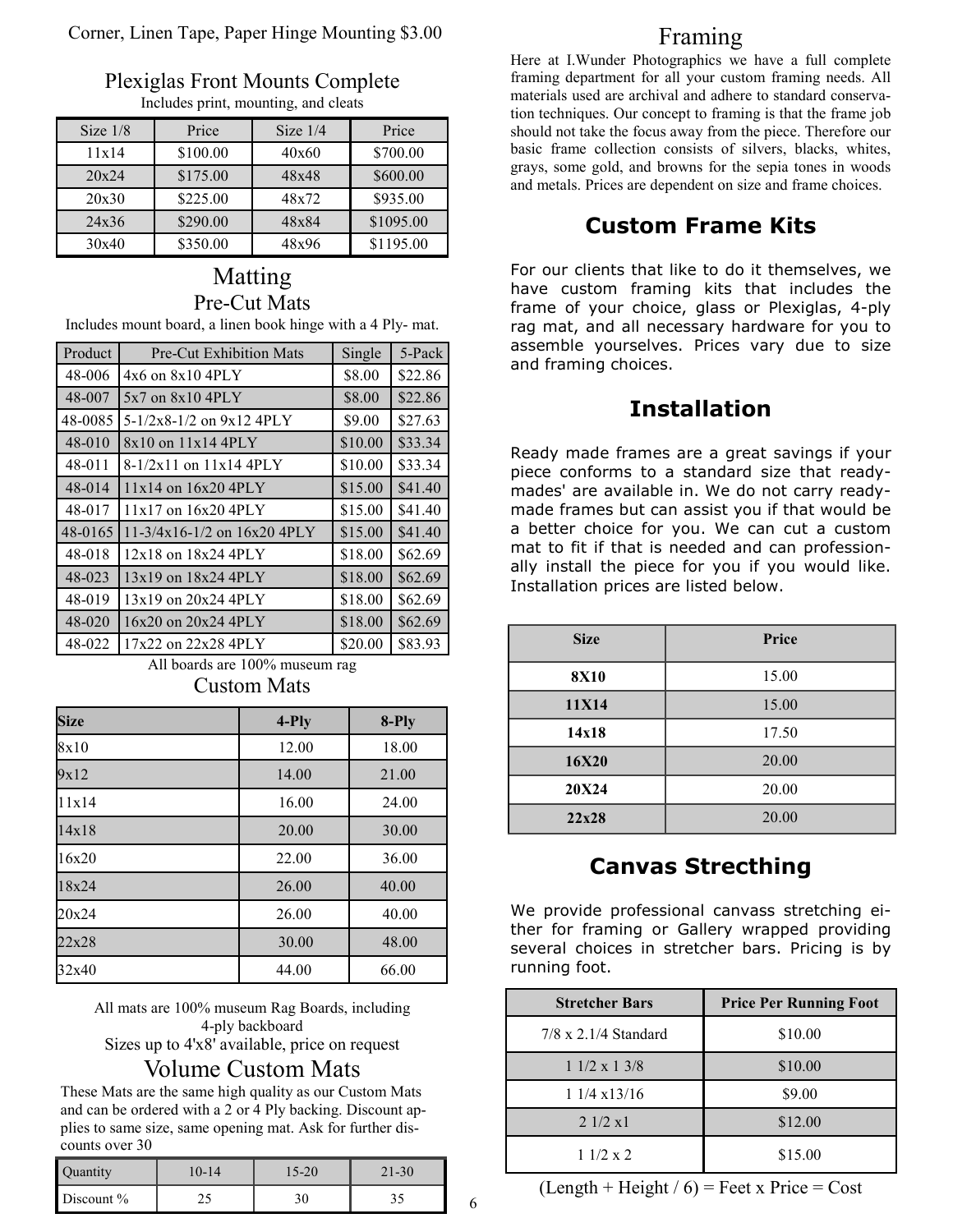Corner, Linen Tape, Paper Hinge Mounting $3.00

## Plexiglas Front Mounts Complete

Includes print, mounting, and cleats

| Size 1/8 | Price | Size 1/4 | Price |
|---|---|---|---|
| 11x14 | $100.00 | 40x60 | $700.00 |
| 20x24 | $175.00 | 48x48 | $600.00 |
| 20x30 | $225.00 | 48x72 | $935.00 |
| 24x36 | $290.00 | 48x84 | $1095.00 |
| 30x40 | $350.00 | 48x96 | $1195.00 |

# Matting

## Pre-Cut Mats

Includes mount board, a linen book hinge with a 4 Ply- mat.

| Product | Pre-Cut Exhibition Mats | Single | 5-Pack |
|---|---|---|---|
| 48-006 | 4x6 on 8x10 4PLY | $8.00 | $22.86 |
| 48-007 | 5x7 on 8x10 4PLY | $8.00 | $22.86 |
| 48-0085 | 5-1/2x8-1/2 on 9x12 4PLY | $9.00 | $27.63 |
| 48-010 | 8x10 on 11x14 4PLY | $10.00 | $33.34 |
| 48-011 | 8-1/2x11 on 11x14 4PLY | $10.00 | $33.34 |
| 48-014 | 11x14 on 16x20 4PLY | $15.00 | $41.40 |
| 48-017 | 11x17 on 16x20 4PLY | $15.00 | $41.40 |
| 48-0165 | 11-3/4x16-1/2 on 16x20 4PLY | $15.00 | $41.40 |
| 48-018 | 12x18 on 18x24 4PLY | $18.00 | $62.69 |
| 48-023 | 13x19 on 18x24 4PLY | $18.00 | $62.69 |
| 48-019 | 13x19 on 20x24 4PLY | $18.00 | $62.69 |
| 48-020 | 16x20 on 20x24 4PLY | $18.00 | $62.69 |
| 48-022 | 17x22 on 22x28 4PLY | $20.00 | $83.93 |

All boards are 100% museum rag

## Custom Mats

| Size | 4-Ply | 8-Ply |
|---|---|---|
| 8x10 | 12.00 | 18.00 |
| 9x12 | 14.00 | 21.00 |
| 11x14 | 16.00 | 24.00 |
| 14x18 | 20.00 | 30.00 |
| 16x20 | 22.00 | 36.00 |
| 18x24 | 26.00 | 40.00 |
| 20x24 | 26.00 | 40.00 |
| 22x28 | 30.00 | 48.00 |
| 32x40 | 44.00 | 66.00 |

All mats are 100% museum Rag Boards, including 4-ply backboard

Sizes up to 4'x8' available, price on request

## Volume Custom Mats

These Mats are the same high quality as our Custom Mats and can be ordered with a 2 or 4 Ply backing. Discount applies to same size, same opening mat. Ask for further discounts over 30

| Quantity | 10-14 | 15-20 | 21-30 |
|---|---|---|---|
| Discount % | 25 | 30 | 35 |

# Framing

Here at I.Wunder Photographics we have a full complete framing department for all your custom framing needs. All materials used are archival and adhere to standard conservation techniques. Our concept to framing is that the frame job should not take the focus away from the piece. Therefore our basic frame collection consists of silvers, blacks, whites, grays, some gold, and browns for the sepia tones in woods and metals. Prices are dependent on size and frame choices.

## Custom Frame Kits

For our clients that like to do it themselves, we have custom framing kits that includes the frame of your choice, glass or Plexiglas, 4-ply rag mat, and all necessary hardware for you to assemble yourselves. Prices vary due to size and framing choices.

## Installation

Ready made frames are a great savings if your piece conforms to a standard size that ready-mades' are available in. We do not carry ready-made frames but can assist you if that would be a better choice for you. We can cut a custom mat to fit if that is needed and can professionally install the piece for you if you would like. Installation prices are listed below.

| Size | Price |
|---|---|
| 8X10 | 15.00 |
| 11X14 | 15.00 |
| 14x18 | 17.50 |
| 16X20 | 20.00 |
| 20X24 | 20.00 |
| 22x28 | 20.00 |

## Canvas Strecthing

We provide professional canvass stretching either for framing or Gallery wrapped providing several choices in stretcher bars. Pricing is by running foot.

| Stretcher Bars | Price Per Running Foot |
|---|---|
| 7/8 x 2.1/4 Standard | $10.00 |
| 1 1/2 x 1 3/8 | $10.00 |
| 1 1/4 x13/16 | $9.00 |
| 2 1/2 x1 | $12.00 |
| 1 1/2 x 2 | $15.00 |

(Length + Height / 6) = Feet x Price = Cost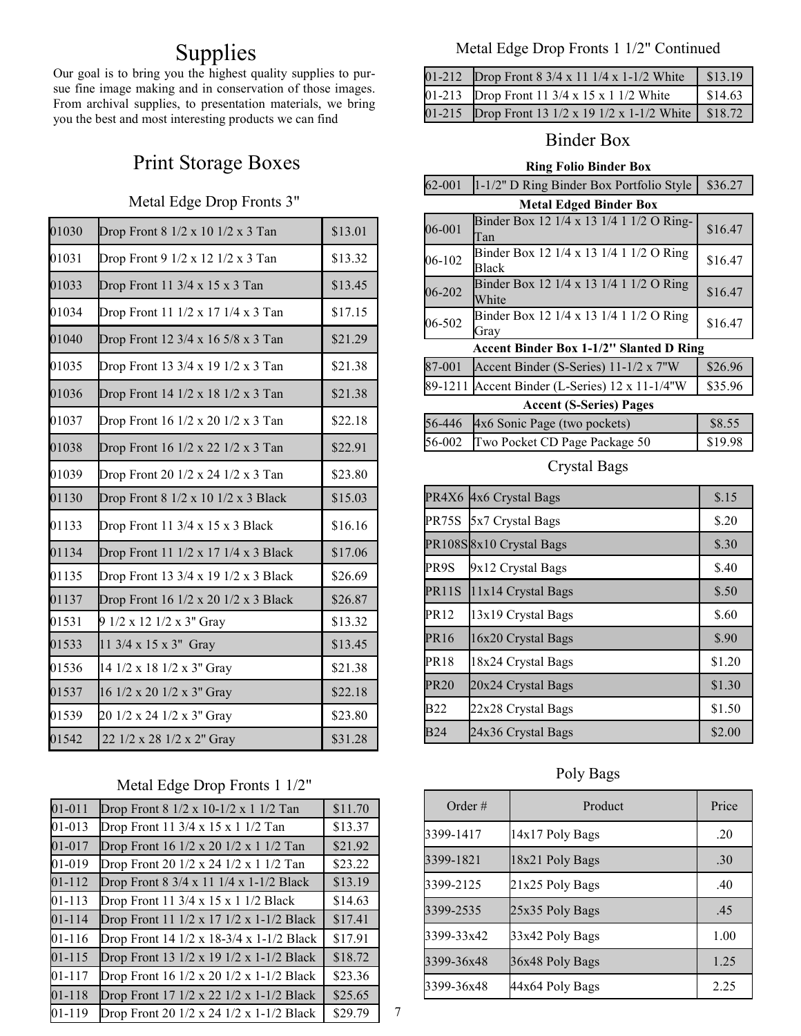# Supplies

Our goal is to bring you the highest quality supplies to pursue fine image making and in conservation of those images. From archival supplies, to presentation materials, we bring you the best and most interesting products we can find

## Print Storage Boxes

### Metal Edge Drop Fronts 3"

| | | |
|---|---|---|
| 01030 | Drop Front 8 1/2 x 10 1/2 x 3 Tan | $13.01 |
| 01031 | Drop Front 9 1/2 x 12 1/2 x 3 Tan | $13.32 |
| 01033 | Drop Front 11 3/4 x 15 x 3 Tan | $13.45 |
| 01034 | Drop Front 11 1/2 x 17 1/4 x 3 Tan | $17.15 |
| 01040 | Drop Front 12 3/4 x 16 5/8 x 3 Tan | $21.29 |
| 01035 | Drop Front 13 3/4 x 19 1/2 x 3 Tan | $21.38 |
| 01036 | Drop Front 14 1/2 x 18 1/2 x 3 Tan | $21.38 |
| 01037 | Drop Front 16 1/2 x 20 1/2 x 3 Tan | $22.18 |
| 01038 | Drop Front 16 1/2 x 22 1/2 x 3 Tan | $22.91 |
| 01039 | Drop Front 20 1/2 x 24 1/2 x 3 Tan | $23.80 |
| 01130 | Drop Front 8 1/2 x 10 1/2 x 3 Black | $15.03 |
| 01133 | Drop Front 11 3/4 x 15 x 3 Black | $16.16 |
| 01134 | Drop Front 11 1/2 x 17 1/4 x 3 Black | $17.06 |
| 01135 | Drop Front 13 3/4 x 19 1/2 x 3 Black | $26.69 |
| 01137 | Drop Front 16 1/2 x 20 1/2 x 3 Black | $26.87 |
| 01531 | 9 1/2 x 12 1/2 x 3" Gray | $13.32 |
| 01533 | 11 3/4 x 15 x 3" Gray | $13.45 |
| 01536 | 14 1/2 x 18 1/2 x 3" Gray | $21.38 |
| 01537 | 16 1/2 x 20 1/2 x 3" Gray | $22.18 |
| 01539 | 20 1/2 x 24 1/2 x 3" Gray | $23.80 |
| 01542 | 22 1/2 x 28 1/2 x 2" Gray | $31.28 |

### Metal Edge Drop Fronts 1 1/2"

| | | |
|---|---|---|
| 01-011 | Drop Front 8 1/2 x 10-1/2 x 1 1/2 Tan | $11.70 |
| 01-013 | Drop Front 11 3/4 x 15 x 1 1/2 Tan | $13.37 |
| 01-017 | Drop Front 16 1/2 x 20 1/2 x 1 1/2 Tan | $21.92 |
| 01-019 | Drop Front 20 1/2 x 24 1/2 x 1 1/2 Tan | $23.22 |
| 01-112 | Drop Front 8 3/4 x 11 1/4 x 1-1/2 Black | $13.19 |
| 01-113 | Drop Front 11 3/4 x 15 x 1 1/2 Black | $14.63 |
| 01-114 | Drop Front 11 1/2 x 17 1/2 x 1-1/2 Black | $17.41 |
| 01-116 | Drop Front 14 1/2 x 18-3/4 x 1-1/2 Black | $17.91 |
| 01-115 | Drop Front 13 1/2 x 19 1/2 x 1-1/2 Black | $18.72 |
| 01-117 | Drop Front 16 1/2 x 20 1/2 x 1-1/2 Black | $23.36 |
| 01-118 | Drop Front 17 1/2 x 22 1/2 x 1-1/2 Black | $25.65 |
| 01-119 | Drop Front 20 1/2 x 24 1/2 x 1-1/2 Black | $29.79 |

### Metal Edge Drop Fronts 1 1/2" Continued

| | | |
|---|---|---|
| 01-212 | Drop Front 8 3/4 x 11 1/4 x 1-1/2 White | $13.19 |
| 01-213 | Drop Front 11 3/4 x 15 x 1 1/2 White | $14.63 |
| 01-215 | Drop Front 13 1/2 x 19 1/2 x 1-1/2 White | $18.72 |

## Binder Box

| | | |
|---|---|---|
| | **Ring Folio Binder Box** | |
| 62-001 | 1-1/2" D Ring Binder Box Portfolio Style | $36.27 |
| | **Metal Edged Binder Box** | |
| 06-001 | Binder Box 12 1/4 x 13 1/4 1 1/2 O Ring-Tan | $16.47 |
| 06-102 | Binder Box 12 1/4 x 13 1/4 1 1/2 O Ring Black | $16.47 |
| 06-202 | Binder Box 12 1/4 x 13 1/4 1 1/2 O Ring White | $16.47 |
| 06-502 | Binder Box 12 1/4 x 13 1/4 1 1/2 O Ring Gray | $16.47 |
| | **Accent Binder Box 1-1/2" Slanted D Ring** | |
| 87-001 | Accent Binder (S-Series) 11-1/2 x 7"W | $26.96 |
| 89-1211 | Accent Binder (L-Series) 12 x 11-1/4"W | $35.96 |
| | **Accent (S-Series) Pages** | |
| 56-446 | 4x6 Sonic Page (two pockets) | $8.55 |
| 56-002 | Two Pocket CD Page Package 50 | $19.98 |

## Crystal Bags

| | | |
|---|---|---|
| PR4X6 | 4x6 Crystal Bags | $.15 |
| PR75S | 5x7 Crystal Bags | $.20 |
| PR108S | 8x10 Crystal Bags | $.30 |
| PR9S | 9x12 Crystal Bags | $.40 |
| PR11S | 11x14 Crystal Bags | $.50 |
| PR12 | 13x19 Crystal Bags | $.60 |
| PR16 | 16x20 Crystal Bags | $.90 |
| PR18 | 18x24 Crystal Bags | $1.20 |
| PR20 | 20x24 Crystal Bags | $1.30 |
| B22 | 22x28 Crystal Bags | $1.50 |
| B24 | 24x36 Crystal Bags | $2.00 |

## Poly Bags

| Order # | Product | Price |
|---|---|---|
| 3399-1417 | 14x17 Poly Bags | .20 |
| 3399-1821 | 18x21 Poly Bags | .30 |
| 3399-2125 | 21x25 Poly Bags | .40 |
| 3399-2535 | 25x35 Poly Bags | .45 |
| 3399-33x42 | 33x42 Poly Bags | 1.00 |
| 3399-36x48 | 36x48 Poly Bags | 1.25 |
| 3399-36x48 | 44x64 Poly Bags | 2.25 |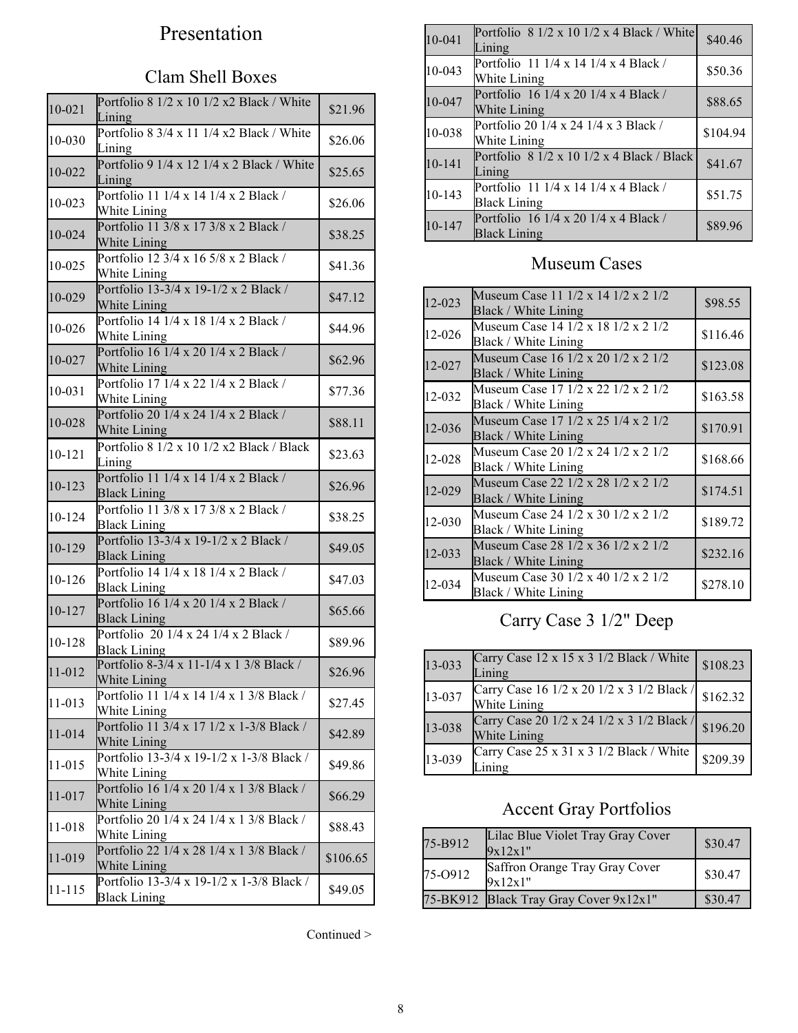# Presentation

## Clam Shell Boxes

| | | |
|---|---|---|
| 10-021 | Portfolio 8 1/2 x 10 1/2 x2 Black / White Lining | $21.96 |
| 10-030 | Portfolio 8 3/4 x 11 1/4 x2 Black / White Lining | $26.06 |
| 10-022 | Portfolio 9 1/4 x 12 1/4 x 2 Black / White Lining | $25.65 |
| 10-023 | Portfolio 11 1/4 x 14 1/4 x 2 Black / White Lining | $26.06 |
| 10-024 | Portfolio 11 3/8 x 17 3/8 x 2 Black / White Lining | $38.25 |
| 10-025 | Portfolio 12 3/4 x 16 5/8 x 2 Black / White Lining | $41.36 |
| 10-029 | Portfolio 13-3/4 x 19-1/2 x 2 Black / White Lining | $47.12 |
| 10-026 | Portfolio 14 1/4 x 18 1/4 x 2 Black / White Lining | $44.96 |
| 10-027 | Portfolio 16 1/4 x 20 1/4 x 2 Black / White Lining | $62.96 |
| 10-031 | Portfolio 17 1/4 x 22 1/4 x 2 Black / White Lining | $77.36 |
| 10-028 | Portfolio 20 1/4 x 24 1/4 x 2 Black / White Lining | $88.11 |
| 10-121 | Portfolio 8 1/2 x 10 1/2 x2 Black / Black Lining | $23.63 |
| 10-123 | Portfolio 11 1/4 x 14 1/4 x 2 Black / Black Lining | $26.96 |
| 10-124 | Portfolio 11 3/8 x 17 3/8 x 2 Black / Black Lining | $38.25 |
| 10-129 | Portfolio 13-3/4 x 19-1/2 x 2 Black / Black Lining | $49.05 |
| 10-126 | Portfolio 14 1/4 x 18 1/4 x 2 Black / Black Lining | $47.03 |
| 10-127 | Portfolio 16 1/4 x 20 1/4 x 2 Black / Black Lining | $65.66 |
| 10-128 | Portfolio 20 1/4 x 24 1/4 x 2 Black / Black Lining | $89.96 |
| 11-012 | Portfolio 8-3/4 x 11-1/4 x 1 3/8 Black / White Lining | $26.96 |
| 11-013 | Portfolio 11 1/4 x 14 1/4 x 1 3/8 Black / White Lining | $27.45 |
| 11-014 | Portfolio 11 3/4 x 17 1/2 x 1-3/8 Black / White Lining | $42.89 |
| 11-015 | Portfolio 13-3/4 x 19-1/2 x 1-3/8 Black / White Lining | $49.86 |
| 11-017 | Portfolio 16 1/4 x 20 1/4 x 1 3/8 Black / White Lining | $66.29 |
| 11-018 | Portfolio 20 1/4 x 24 1/4 x 1 3/8 Black / White Lining | $88.43 |
| 11-019 | Portfolio 22 1/4 x 28 1/4 x 1 3/8 Black / White Lining | $106.65 |
| 11-115 | Portfolio 13-3/4 x 19-1/2 x 1-3/8 Black / Black Lining | $49.05 |

Continued >

| | | |
|---|---|---|
| 10-041 | Portfolio 8 1/2 x 10 1/2 x 4 Black / White Lining | $40.46 |
| 10-043 | Portfolio 11 1/4 x 14 1/4 x 4 Black / White Lining | $50.36 |
| 10-047 | Portfolio 16 1/4 x 20 1/4 x 4 Black / White Lining | $88.65 |
| 10-038 | Portfolio 20 1/4 x 24 1/4 x 3 Black / White Lining | $104.94 |
| 10-141 | Portfolio 8 1/2 x 10 1/2 x 4 Black / Black Lining | $41.67 |
| 10-143 | Portfolio 11 1/4 x 14 1/4 x 4 Black / Black Lining | $51.75 |
| 10-147 | Portfolio 16 1/4 x 20 1/4 x 4 Black / Black Lining | $89.96 |

## Museum Cases

| | | |
|---|---|---|
| 12-023 | Museum Case 11 1/2 x 14 1/2 x 2 1/2 Black / White Lining | $98.55 |
| 12-026 | Museum Case 14 1/2 x 18 1/2 x 2 1/2 Black / White Lining | $116.46 |
| 12-027 | Museum Case 16 1/2 x 20 1/2 x 2 1/2 Black / White Lining | $123.08 |
| 12-032 | Museum Case 17 1/2 x 22 1/2 x 2 1/2 Black / White Lining | $163.58 |
| 12-036 | Museum Case 17 1/2 x 25 1/4 x 2 1/2 Black / White Lining | $170.91 |
| 12-028 | Museum Case 20 1/2 x 24 1/2 x 2 1/2 Black / White Lining | $168.66 |
| 12-029 | Museum Case 22 1/2 x 28 1/2 x 2 1/2 Black / White Lining | $174.51 |
| 12-030 | Museum Case 24 1/2 x 30 1/2 x 2 1/2 Black / White Lining | $189.72 |
| 12-033 | Museum Case 28 1/2 x 36 1/2 x 2 1/2 Black / White Lining | $232.16 |
| 12-034 | Museum Case 30 1/2 x 40 1/2 x 2 1/2 Black / White Lining | $278.10 |

## Carry Case 3 1/2" Deep

| | | |
|---|---|---|
| 13-033 | Carry Case 12 x 15 x 3 1/2 Black / White Lining | $108.23 |
| 13-037 | Carry Case 16 1/2 x 20 1/2 x 3 1/2 Black / White Lining | $162.32 |
| 13-038 | Carry Case 20 1/2 x 24 1/2 x 3 1/2 Black / White Lining | $196.20 |
| 13-039 | Carry Case 25 x 31 x 3 1/2 Black / White Lining | $209.39 |

## Accent Gray Portfolios

| | | |
|---|---|---|
| 75-B912 | Lilac Blue Violet Tray Gray Cover 9x12x1" | $30.47 |
| 75-O912 | Saffron Orange Tray Gray Cover 9x12x1" | $30.47 |
| 75-BK912 | Black Tray Gray Cover 9x12x1" | $30.47 |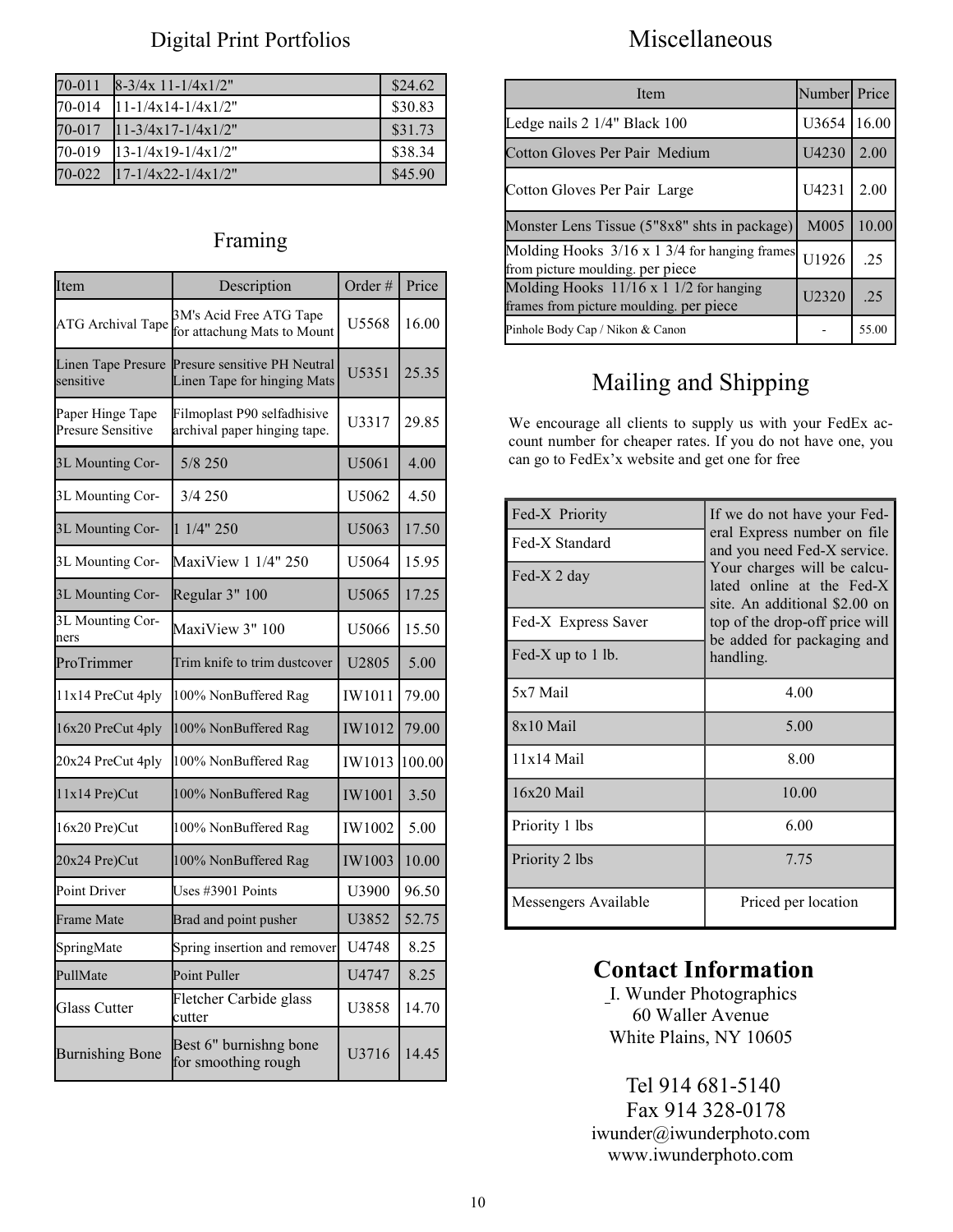## Digital Print Portfolios

| | | |
|---|---|---|
| 70-011 | 8-3/4x 11-1/4x1/2" | $24.62 |
| 70-014 | 11-1/4x14-1/4x1/2" | $30.83 |
| 70-017 | 11-3/4x17-1/4x1/2" | $31.73 |
| 70-019 | 13-1/4x19-1/4x1/2" | $38.34 |
| 70-022 | 17-1/4x22-1/4x1/2" | $45.90 |

## Framing

| Item | Description | Order # | Price |
|---|---|---|---|
| ATG Archival Tape | 3M's Acid Free ATG Tape for attachung Mats to Mount | U5568 | 16.00 |
| Linen Tape Presure sensitive | Presure sensitive PH Neutral Linen Tape for hinging Mats | U5351 | 25.35 |
| Paper Hinge Tape Presure Sensitive | Filmoplast P90 selfadhisive archival paper hinging tape. | U3317 | 29.85 |
| 3L Mounting Cor- | 5/8 250 | U5061 | 4.00 |
| 3L Mounting Cor- | 3/4 250 | U5062 | 4.50 |
| 3L Mounting Cor- | 1 1/4" 250 | U5063 | 17.50 |
| 3L Mounting Cor- | MaxiView 1 1/4" 250 | U5064 | 15.95 |
| 3L Mounting Cor- | Regular 3" 100 | U5065 | 17.25 |
| 3L Mounting Corners | MaxiView 3" 100 | U5066 | 15.50 |
| ProTrimmer | Trim knife to trim dustcover | U2805 | 5.00 |
| 11x14 PreCut 4ply | 100% NonBuffered Rag | IW1011 | 79.00 |
| 16x20 PreCut 4ply | 100% NonBuffered Rag | IW1012 | 79.00 |
| 20x24 PreCut 4ply | 100% NonBuffered Rag | IW1013 | 100.00 |
| 11x14 Pre)Cut | 100% NonBuffered Rag | IW1001 | 3.50 |
| 16x20 Pre)Cut | 100% NonBuffered Rag | IW1002 | 5.00 |
| 20x24 Pre)Cut | 100% NonBuffered Rag | IW1003 | 10.00 |
| Point Driver | Uses #3901 Points | U3900 | 96.50 |
| Frame Mate | Brad and point pusher | U3852 | 52.75 |
| SpringMate | Spring insertion and remover | U4748 | 8.25 |
| PullMate | Point Puller | U4747 | 8.25 |
| Glass Cutter | Fletcher Carbide glass cutter | U3858 | 14.70 |
| Burnishing Bone | Best 6" burnishng bone for smoothing rough | U3716 | 14.45 |

# Miscellaneous

| Item | Number | Price |
|---|---|---|
| Ledge nails 2 1/4" Black 100 | U3654 | 16.00 |
| Cotton Gloves Per Pair Medium | U4230 | 2.00 |
| Cotton Gloves Per Pair Large | U4231 | 2.00 |
| Monster Lens Tissue (5"8x8" shts in package) | M005 | 10.00 |
| Molding Hooks 3/16 x 1 3/4 for hanging frames from picture moulding. per piece | U1926 | .25 |
| Molding Hooks 11/16 x 1 1/2 for hanging frames from picture moulding. per piece | U2320 | .25 |
| Pinhole Body Cap / Nikon & Canon | - | 55.00 |

# Mailing and Shipping

We encourage all clients to supply us with your FedEx account number for cheaper rates. If you do not have one, you can go to FedEx'x website and get one for free

| | |
|---|---|
| Fed-X Priority | If we do not have your Federal Express number on file and you need Fed-X service. Your charges will be calculated online at the Fed-X site. An additional $2.00 on top of the drop-off price will be added for packaging and handling. |
| Fed-X Standard | |
| Fed-X 2 day | |
| Fed-X Express Saver | |
| Fed-X up to 1 lb. | |
| 5x7 Mail | 4.00 |
| 8x10 Mail | 5.00 |
| 11x14 Mail | 8.00 |
| 16x20 Mail | 10.00 |
| Priority 1 lbs | 6.00 |
| Priority 2 lbs | 7.75 |
| Messengers Available | Priced per location |

# Contact Information

I. Wunder Photographics
60 Waller Avenue
White Plains, NY 10605

Tel 914 681-5140
Fax 914 328-0178
iwunder@iwunderphoto.com
www.iwunderphoto.com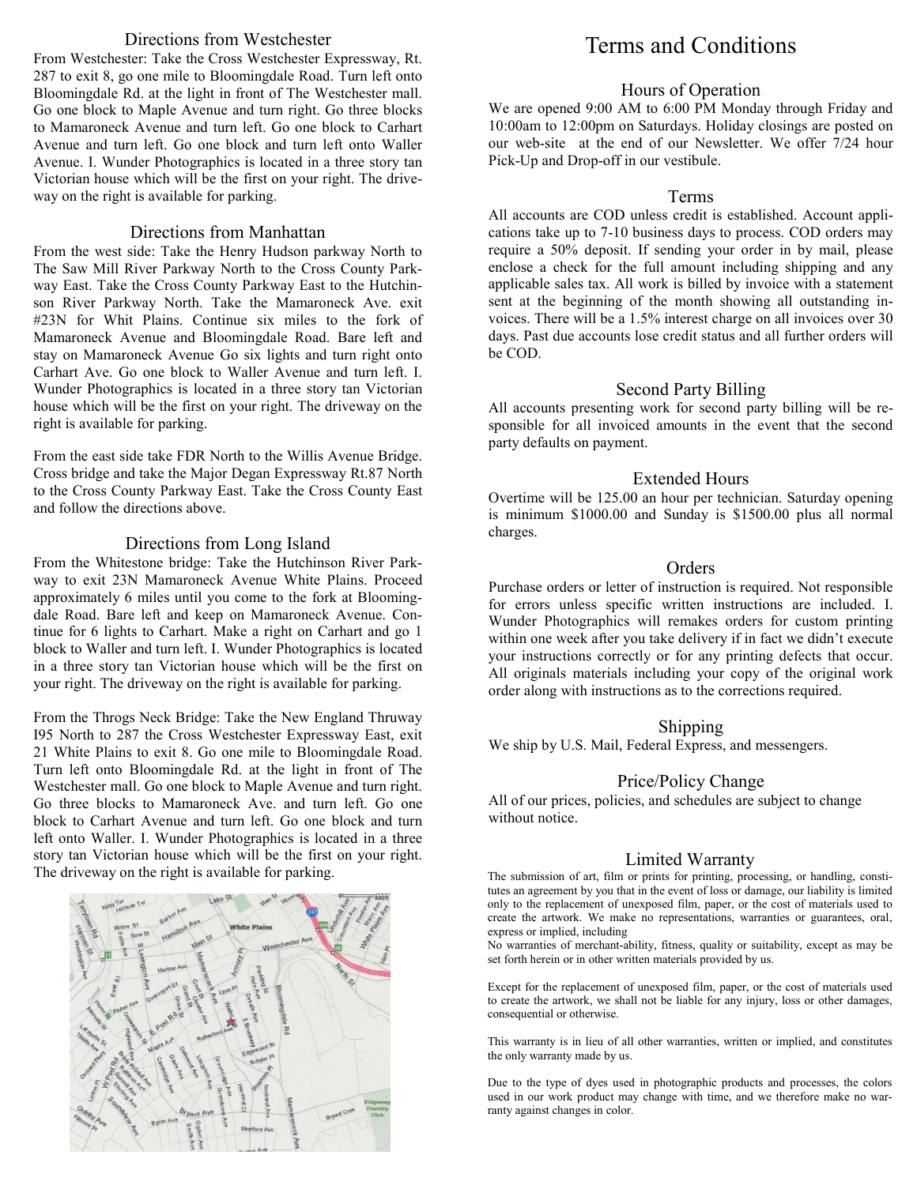## Directions from Westchester

From Westchester: Take the Cross Westchester Expressway, Rt. 287 to exit 8, go one mile to Bloomingdale Road. Turn left onto Bloomingdale Rd. at the light in front of The Westchester mall. Go one block to Maple Avenue and turn right. Go three blocks to Mamaroneck Avenue and turn left. Go one block to Carhart Avenue and turn left. Go one block and turn left onto Waller Avenue. I. Wunder Photographics is located in a three story tan Victorian house which will be the first on your right. The driveway on the right is available for parking.

## Directions from Manhattan

From the west side: Take the Henry Hudson parkway North to The Saw Mill River Parkway North to the Cross County Parkway East. Take the Cross County Parkway East to the Hutchinson River Parkway North. Take the Mamaroneck Ave. exit #23N for Whit Plains. Continue six miles to the fork of Mamaroneck Avenue and Bloomingdale Road. Bare left and stay on Mamaroneck Avenue Go six lights and turn right onto Carhart Ave. Go one block to Waller Avenue and turn left. I. Wunder Photographics is located in a three story tan Victorian house which will be the first on your right. The driveway on the right is available for parking.

From the east side take FDR North to the Willis Avenue Bridge. Cross bridge and take the Major Degan Expressway Rt.87 North to the Cross County Parkway East. Take the Cross County East and follow the directions above.

## Directions from Long Island

From the Whitestone bridge: Take the Hutchinson River Parkway to exit 23N Mamaroneck Avenue White Plains. Proceed approximately 6 miles until you come to the fork at Bloomingdale Road. Bare left and keep on Mamaroneck Avenue. Continue for 6 lights to Carhart. Make a right on Carhart and go 1 block to Waller and turn left. I. Wunder Photographics is located in a three story tan Victorian house which will be the first on your right. The driveway on the right is available for parking.

From the Throgs Neck Bridge: Take the New England Thruway I95 North to 287 the Cross Westchester Expressway East, exit 21 White Plains to exit 8. Go one mile to Bloomingdale Road. Turn left onto Bloomingdale Rd. at the light in front of The Westchester mall. Go one block to Maple Avenue and turn right. Go three blocks to Mamaroneck Ave. and turn left. Go one block to Carhart Avenue and turn left. Go one block and turn left onto Waller. I. Wunder Photographics is located in a three story tan Victorian house which will be the first on your right. The driveway on the right is available for parking.

# Terms and Conditions

## Hours of Operation

We are opened 9:00 AM to 6:00 PM Monday through Friday and 10:00am to 12:00pm on Saturdays. Holiday closings are posted on our web-site at the end of our Newsletter. We offer 7/24 hour Pick-Up and Drop-off in our vestibule.

## Terms

All accounts are COD unless credit is established. Account applications take up to 7-10 business days to process. COD orders may require a 50% deposit. If sending your order in by mail, please enclose a check for the full amount including shipping and any applicable sales tax. All work is billed by invoice with a statement sent at the beginning of the month showing all outstanding invoices. There will be a 1.5% interest charge on all invoices over 30 days. Past due accounts lose credit status and all further orders will be COD.

## Second Party Billing

All accounts presenting work for second party billing will be responsible for all invoiced amounts in the event that the second party defaults on payment.

## Extended Hours

Overtime will be 125.00 an hour per technician. Saturday opening is minimum $1000.00 and Sunday is $1500.00 plus all normal charges.

## Orders

Purchase orders or letter of instruction is required. Not responsible for errors unless specific written instructions are included. I. Wunder Photographics will remakes orders for custom printing within one week after you take delivery if in fact we didn't execute your instructions correctly or for any printing defects that occur. All originals materials including your copy of the original work order along with instructions as to the corrections required.

## Shipping

We ship by U.S. Mail, Federal Express, and messengers.

## Price/Policy Change

All of our prices, policies, and schedules are subject to change without notice.

## Limited Warranty

The submission of art, film or prints for printing, processing, or handling, constitutes an agreement by you that in the event of loss or damage, our liability is limited only to the replacement of unexposed film, paper, or the cost of materials used to create the artwork. We make no representations, warranties or guarantees, oral, express or implied, including

No warranties of merchant-ability, fitness, quality or suitability, except as may be set forth herein or in other written materials provided by us.

Except for the replacement of unexposed film, paper, or the cost of materials used to create the artwork, we shall not be liable for any injury, loss or other damages, consequential or otherwise.

This warranty is in lieu of all other warranties, written or implied, and constitutes the only warranty made by us.

Due to the type of dyes used in photographic products and processes, the colors used in our work product may change with time, and we therefore make no warranty against changes in color.